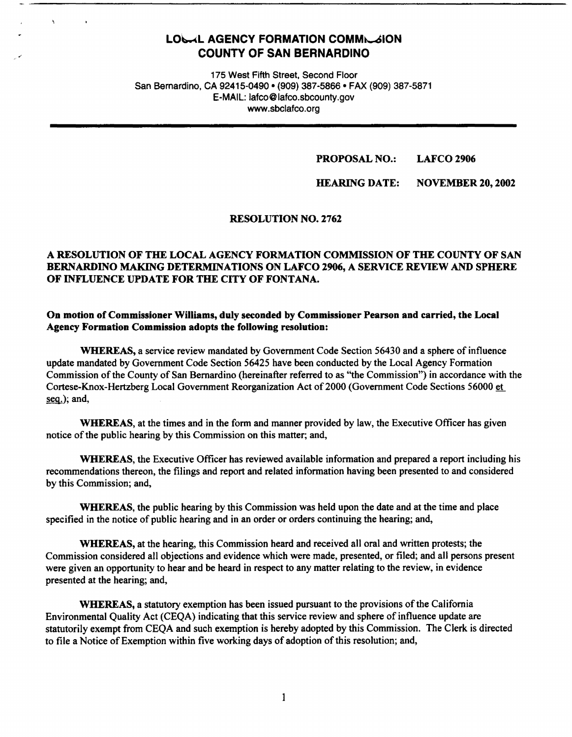# LOCAL AGENCY FORMATION COMMISSION
# COUNTY OF SAN BERNARDINO

175 West Fifth Street, Second Floor
San Bernardino, CA 92415-0490 • (909) 387-5866 • FAX (909) 387-5871
E-MAIL: lafco@lafco.sbcounty.gov
www.sbclafco.org

**PROPOSAL NO.: LAFCO 2906**

**HEARING DATE: NOVEMBER 20, 2002**

**RESOLUTION NO. 2762**

**A RESOLUTION OF THE LOCAL AGENCY FORMATION COMMISSION OF THE COUNTY OF SAN BERNARDINO MAKING DETERMINATIONS ON LAFCO 2906, A SERVICE REVIEW AND SPHERE OF INFLUENCE UPDATE FOR THE CITY OF FONTANA.**

**On motion of Commissioner Williams, duly seconded by Commissioner Pearson and carried, the Local Agency Formation Commission adopts the following resolution:**

**WHEREAS,** a service review mandated by Government Code Section 56430 and a sphere of influence update mandated by Government Code Section 56425 have been conducted by the Local Agency Formation Commission of the County of San Bernardino (hereinafter referred to as "the Commission") in accordance with the Cortese-Knox-Hertzberg Local Government Reorganization Act of 2000 (Government Code Sections 56000 et seq.); and,

**WHEREAS,** at the times and in the form and manner provided by law, the Executive Officer has given notice of the public hearing by this Commission on this matter; and,

**WHEREAS,** the Executive Officer has reviewed available information and prepared a report including his recommendations thereon, the filings and report and related information having been presented to and considered by this Commission; and,

**WHEREAS,** the public hearing by this Commission was held upon the date and at the time and place specified in the notice of public hearing and in an order or orders continuing the hearing; and,

**WHEREAS,** at the hearing, this Commission heard and received all oral and written protests; the Commission considered all objections and evidence which were made, presented, or filed; and all persons present were given an opportunity to hear and be heard in respect to any matter relating to the review, in evidence presented at the hearing; and,

**WHEREAS,** a statutory exemption has been issued pursuant to the provisions of the California Environmental Quality Act (CEQA) indicating that this service review and sphere of influence update are statutorily exempt from CEQA and such exemption is hereby adopted by this Commission. The Clerk is directed to file a Notice of Exemption within five working days of adoption of this resolution; and,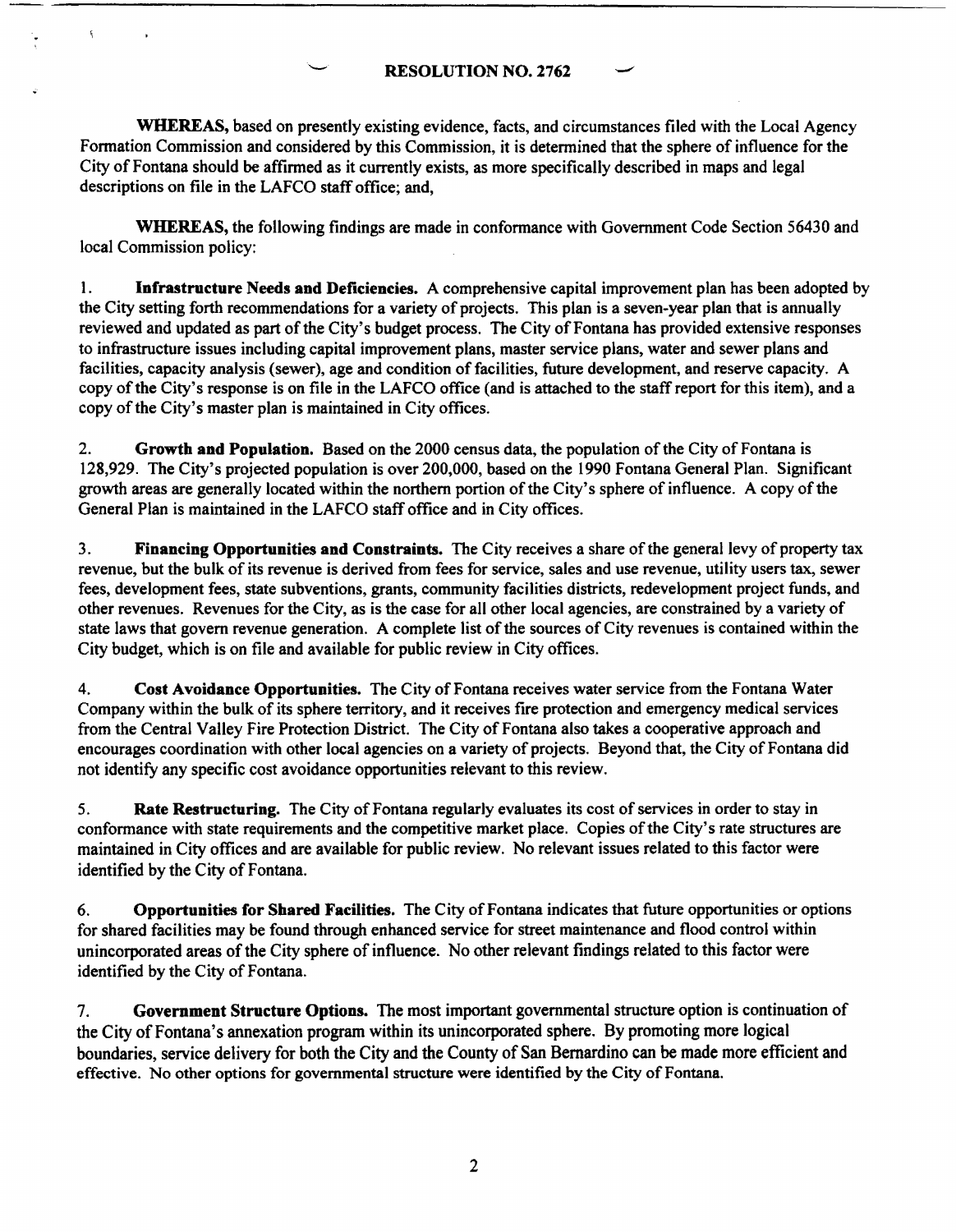**RESOLUTION NO. 2762**

**WHEREAS,** based on presently existing evidence, facts, and circumstances filed with the Local Agency Formation Commission and considered by this Commission, it is determined that the sphere of influence for the City of Fontana should be affirmed as it currently exists, as more specifically described in maps and legal descriptions on file in the LAFCO staff office; and,

**WHEREAS,** the following findings are made in conformance with Government Code Section 56430 and local Commission policy:

1. **Infrastructure Needs and Deficiencies.** A comprehensive capital improvement plan has been adopted by the City setting forth recommendations for a variety of projects. This plan is a seven-year plan that is annually reviewed and updated as part of the City's budget process. The City of Fontana has provided extensive responses to infrastructure issues including capital improvement plans, master service plans, water and sewer plans and facilities, capacity analysis (sewer), age and condition of facilities, future development, and reserve capacity. A copy of the City's response is on file in the LAFCO office (and is attached to the staff report for this item), and a copy of the City's master plan is maintained in City offices.

2. **Growth and Population.** Based on the 2000 census data, the population of the City of Fontana is 128,929. The City's projected population is over 200,000, based on the 1990 Fontana General Plan. Significant growth areas are generally located within the northern portion of the City's sphere of influence. A copy of the General Plan is maintained in the LAFCO staff office and in City offices.

3. **Financing Opportunities and Constraints.** The City receives a share of the general levy of property tax revenue, but the bulk of its revenue is derived from fees for service, sales and use revenue, utility users tax, sewer fees, development fees, state subventions, grants, community facilities districts, redevelopment project funds, and other revenues. Revenues for the City, as is the case for all other local agencies, are constrained by a variety of state laws that govern revenue generation. A complete list of the sources of City revenues is contained within the City budget, which is on file and available for public review in City offices.

4. **Cost Avoidance Opportunities.** The City of Fontana receives water service from the Fontana Water Company within the bulk of its sphere territory, and it receives fire protection and emergency medical services from the Central Valley Fire Protection District. The City of Fontana also takes a cooperative approach and encourages coordination with other local agencies on a variety of projects. Beyond that, the City of Fontana did not identify any specific cost avoidance opportunities relevant to this review.

5. **Rate Restructuring.** The City of Fontana regularly evaluates its cost of services in order to stay in conformance with state requirements and the competitive market place. Copies of the City's rate structures are maintained in City offices and are available for public review. No relevant issues related to this factor were identified by the City of Fontana.

6. **Opportunities for Shared Facilities.** The City of Fontana indicates that future opportunities or options for shared facilities may be found through enhanced service for street maintenance and flood control within unincorporated areas of the City sphere of influence. No other relevant findings related to this factor were identified by the City of Fontana.

7. **Government Structure Options.** The most important governmental structure option is continuation of the City of Fontana's annexation program within its unincorporated sphere. By promoting more logical boundaries, service delivery for both the City and the County of San Bernardino can be made more efficient and effective. No other options for governmental structure were identified by the City of Fontana.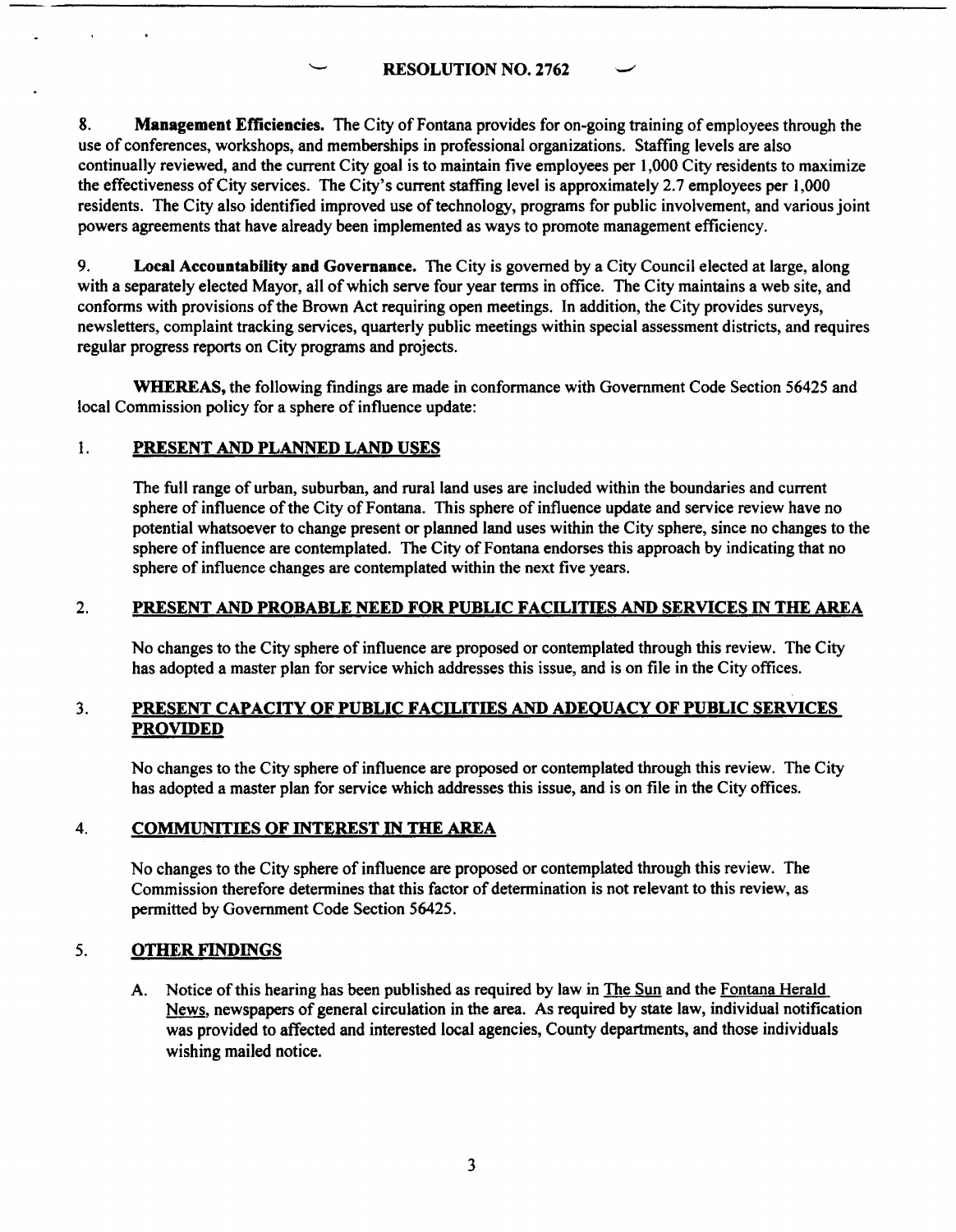RESOLUTION NO. 2762

8. **Management Efficiencies.** The City of Fontana provides for on-going training of employees through the use of conferences, workshops, and memberships in professional organizations. Staffing levels are also continually reviewed, and the current City goal is to maintain five employees per 1,000 City residents to maximize the effectiveness of City services. The City's current staffing level is approximately 2.7 employees per 1,000 residents. The City also identified improved use of technology, programs for public involvement, and various joint powers agreements that have already been implemented as ways to promote management efficiency.

9. **Local Accountability and Governance.** The City is governed by a City Council elected at large, along with a separately elected Mayor, all of which serve four year terms in office. The City maintains a web site, and conforms with provisions of the Brown Act requiring open meetings. In addition, the City provides surveys, newsletters, complaint tracking services, quarterly public meetings within special assessment districts, and requires regular progress reports on City programs and projects.

**WHEREAS,** the following findings are made in conformance with Government Code Section 56425 and local Commission policy for a sphere of influence update:

1. **PRESENT AND PLANNED LAND USES**

   The full range of urban, suburban, and rural land uses are included within the boundaries and current sphere of influence of the City of Fontana. This sphere of influence update and service review have no potential whatsoever to change present or planned land uses within the City sphere, since no changes to the sphere of influence are contemplated. The City of Fontana endorses this approach by indicating that no sphere of influence changes are contemplated within the next five years.

2. **PRESENT AND PROBABLE NEED FOR PUBLIC FACILITIES AND SERVICES IN THE AREA**

   No changes to the City sphere of influence are proposed or contemplated through this review. The City has adopted a master plan for service which addresses this issue, and is on file in the City offices.

3. **PRESENT CAPACITY OF PUBLIC FACILITIES AND ADEQUACY OF PUBLIC SERVICES PROVIDED**

   No changes to the City sphere of influence are proposed or contemplated through this review. The City has adopted a master plan for service which addresses this issue, and is on file in the City offices.

4. **COMMUNITIES OF INTEREST IN THE AREA**

   No changes to the City sphere of influence are proposed or contemplated through this review. The Commission therefore determines that this factor of determination is not relevant to this review, as permitted by Government Code Section 56425.

5. **OTHER FINDINGS**

   A. Notice of this hearing has been published as required by law in The Sun and the Fontana Herald News, newspapers of general circulation in the area. As required by state law, individual notification was provided to affected and interested local agencies, County departments, and those individuals wishing mailed notice.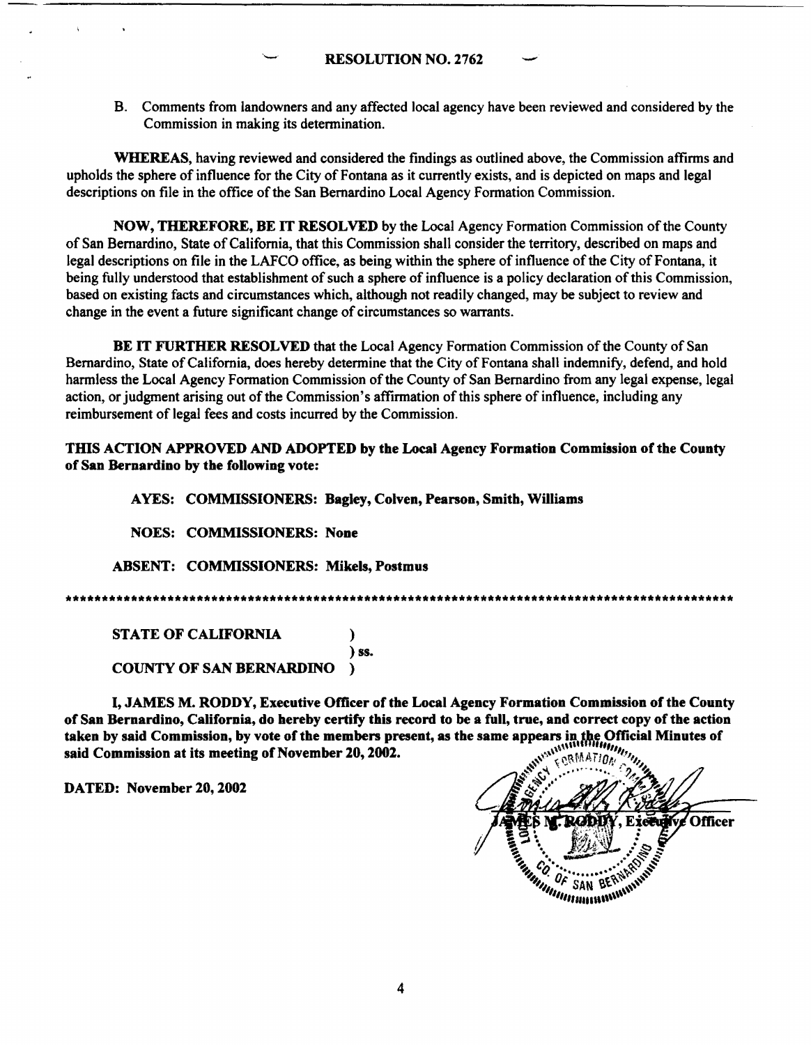**RESOLUTION NO. 2762**

B. Comments from landowners and any affected local agency have been reviewed and considered by the Commission in making its determination.

**WHEREAS**, having reviewed and considered the findings as outlined above, the Commission affirms and upholds the sphere of influence for the City of Fontana as it currently exists, and is depicted on maps and legal descriptions on file in the office of the San Bernardino Local Agency Formation Commission.

**NOW, THEREFORE, BE IT RESOLVED** by the Local Agency Formation Commission of the County of San Bernardino, State of California, that this Commission shall consider the territory, described on maps and legal descriptions on file in the LAFCO office, as being within the sphere of influence of the City of Fontana, it being fully understood that establishment of such a sphere of influence is a policy declaration of this Commission, based on existing facts and circumstances which, although not readily changed, may be subject to review and change in the event a future significant change of circumstances so warrants.

**BE IT FURTHER RESOLVED** that the Local Agency Formation Commission of the County of San Bernardino, State of California, does hereby determine that the City of Fontana shall indemnify, defend, and hold harmless the Local Agency Formation Commission of the County of San Bernardino from any legal expense, legal action, or judgment arising out of the Commission's affirmation of this sphere of influence, including any reimbursement of legal fees and costs incurred by the Commission.

**THIS ACTION APPROVED AND ADOPTED by the Local Agency Formation Commission of the County of San Bernardino by the following vote:**

**AYES: COMMISSIONERS: Bagley, Colven, Pearson, Smith, Williams**

**NOES: COMMISSIONERS: None**

**ABSENT: COMMISSIONERS: Mikels, Postmus**

****************************************************************************************************

**STATE OF CALIFORNIA )**
**) ss.**
**COUNTY OF SAN BERNARDINO )**

**I, JAMES M. RODDY, Executive Officer of the Local Agency Formation Commission of the County of San Bernardino, California, do hereby certify this record to be a full, true, and correct copy of the action taken by said Commission, by vote of the members present, as the same appears in the Official Minutes of said Commission at its meeting of November 20, 2002.**

**DATED: November 20, 2002**

**JAMES M. RODDY, Executive Officer**